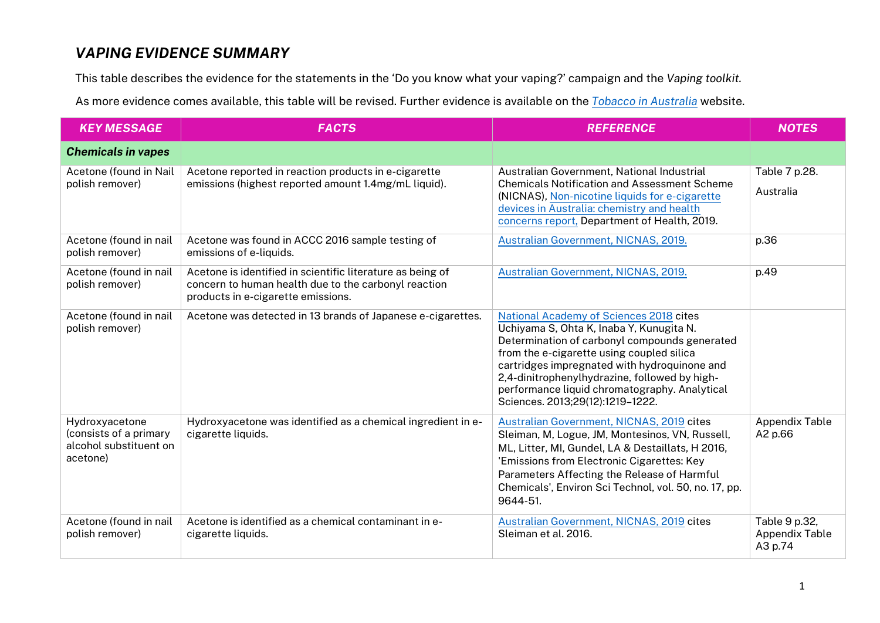# *VAPING EVIDENCE SUMMARY*

This table describes the evidence for the statements in the 'Do you know what your vaping?' campaign and the *Vaping toolkit.*

As more evidence comes available, this table will be revised. Further evidence is available on the *Tobacco in Australia* website.

| *KEY MESSAGE* | *FACTS* | *REFERENCE* | *NOTES* |
|---|---|---|---|
| ***Chemicals in vapes*** | | | |
| Acetone (found in Nail polish remover) | Acetone reported in reaction products in e-cigarette emissions (highest reported amount 1.4mg/mL liquid). | Australian Government, National Industrial Chemicals Notification and Assessment Scheme (NICNAS), Non-nicotine liquids for e-cigarette devices in Australia: chemistry and health concerns report, Department of Health, 2019. | Table 7 p.28. Australia |
| Acetone (found in nail polish remover) | Acetone was found in ACCC 2016 sample testing of emissions of e-liquids. | Australian Government, NICNAS, 2019. | p.36 |
| Acetone (found in nail polish remover) | Acetone is identified in scientific literature as being of concern to human health due to the carbonyl reaction products in e-cigarette emissions. | Australian Government, NICNAS, 2019. | p.49 |
| Acetone (found in nail polish remover) | Acetone was detected in 13 brands of Japanese e-cigarettes. | National Academy of Sciences 2018 cites Uchiyama S, Ohta K, Inaba Y, Kunugita N. Determination of carbonyl compounds generated from the e-cigarette using coupled silica cartridges impregnated with hydroquinone and 2,4-dinitrophenylhydrazine, followed by high-performance liquid chromatography. Analytical Sciences. 2013;29(12):1219–1222. | |
| Hydroxyacetone (consists of a primary alcohol substituent on acetone) | Hydroxyacetone was identified as a chemical ingredient in e-cigarette liquids. | Australian Government, NICNAS, 2019 cites Sleiman, M, Logue, JM, Montesinos, VN, Russell, ML, Litter, MI, Gundel, LA & Destaillats, H 2016, 'Emissions from Electronic Cigarettes: Key Parameters Affecting the Release of Harmful Chemicals', Environ Sci Technol, vol. 50, no. 17, pp. 9644-51. | Appendix Table A2 p.66 |
| Acetone (found in nail polish remover) | Acetone is identified as a chemical contaminant in e-cigarette liquids. | Australian Government, NICNAS, 2019 cites Sleiman et al. 2016. | Table 9 p.32, Appendix Table A3 p.74 |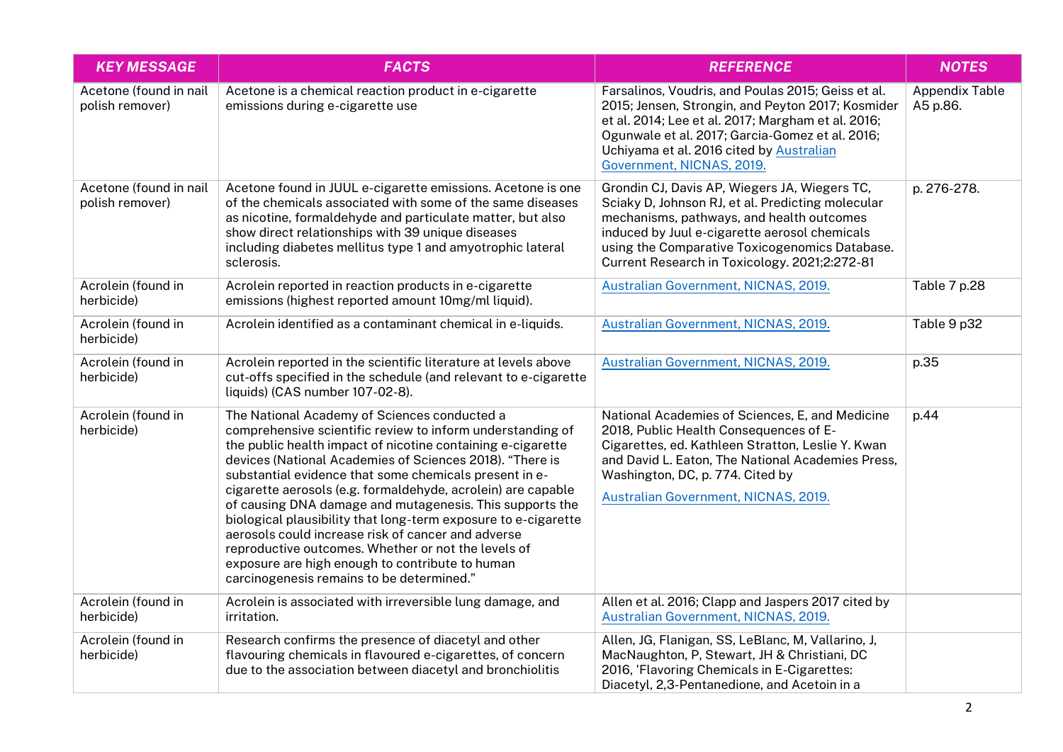| KEY MESSAGE | FACTS | REFERENCE | NOTES |
|---|---|---|---|
| Acetone (found in nail polish remover) | Acetone is a chemical reaction product in e-cigarette emissions during e-cigarette use | Farsalinos, Voudris, and Poulas 2015; Geiss et al. 2015; Jensen, Strongin, and Peyton 2017; Kosmider et al. 2014; Lee et al. 2017; Margham et al. 2016; Ogunwale et al. 2017; Garcia-Gomez et al. 2016; Uchiyama et al. 2016 cited by Australian Government, NICNAS, 2019. | Appendix Table A5 p.86. |
| Acetone (found in nail polish remover) | Acetone found in JUUL e-cigarette emissions. Acetone is one of the chemicals associated with some of the same diseases as nicotine, formaldehyde and particulate matter, but also show direct relationships with 39 unique diseases including diabetes mellitus type 1 and amyotrophic lateral sclerosis. | Grondin CJ, Davis AP, Wiegers JA, Wiegers TC, Sciaky D, Johnson RJ, et al. Predicting molecular mechanisms, pathways, and health outcomes induced by Juul e-cigarette aerosol chemicals using the Comparative Toxicogenomics Database. Current Research in Toxicology. 2021;2:272-81 | p. 276-278. |
| Acrolein (found in herbicide) | Acrolein reported in reaction products in e-cigarette emissions (highest reported amount 10mg/ml liquid). | Australian Government, NICNAS, 2019. | Table 7 p.28 |
| Acrolein (found in herbicide) | Acrolein identified as a contaminant chemical in e-liquids. | Australian Government, NICNAS, 2019. | Table 9 p32 |
| Acrolein (found in herbicide) | Acrolein reported in the scientific literature at levels above cut-offs specified in the schedule (and relevant to e-cigarette liquids) (CAS number 107-02-8). | Australian Government, NICNAS, 2019. | p.35 |
| Acrolein (found in herbicide) | The National Academy of Sciences conducted a comprehensive scientific review to inform understanding of the public health impact of nicotine containing e-cigarette devices (National Academies of Sciences 2018). "There is substantial evidence that some chemicals present in e-cigarette aerosols (e.g. formaldehyde, acrolein) are capable of causing DNA damage and mutagenesis. This supports the biological plausibility that long-term exposure to e-cigarette aerosols could increase risk of cancer and adverse reproductive outcomes. Whether or not the levels of exposure are high enough to contribute to human carcinogenesis remains to be determined." | National Academies of Sciences, E, and Medicine 2018, Public Health Consequences of E-Cigarettes, ed. Kathleen Stratton, Leslie Y. Kwan and David L. Eaton, The National Academies Press, Washington, DC, p. 774. Cited by Australian Government, NICNAS, 2019. | p.44 |
| Acrolein (found in herbicide) | Acrolein is associated with irreversible lung damage, and irritation. | Allen et al. 2016; Clapp and Jaspers 2017 cited by Australian Government, NICNAS, 2019. | |
| Acrolein (found in herbicide) | Research confirms the presence of diacetyl and other flavouring chemicals in flavoured e-cigarettes, of concern due to the association between diacetyl and bronchiolitis | Allen, JG, Flanigan, SS, LeBlanc, M, Vallarino, J, MacNaughton, P, Stewart, JH & Christiani, DC 2016, 'Flavoring Chemicals in E-Cigarettes: Diacetyl, 2,3-Pentanedione, and Acetoin in a | |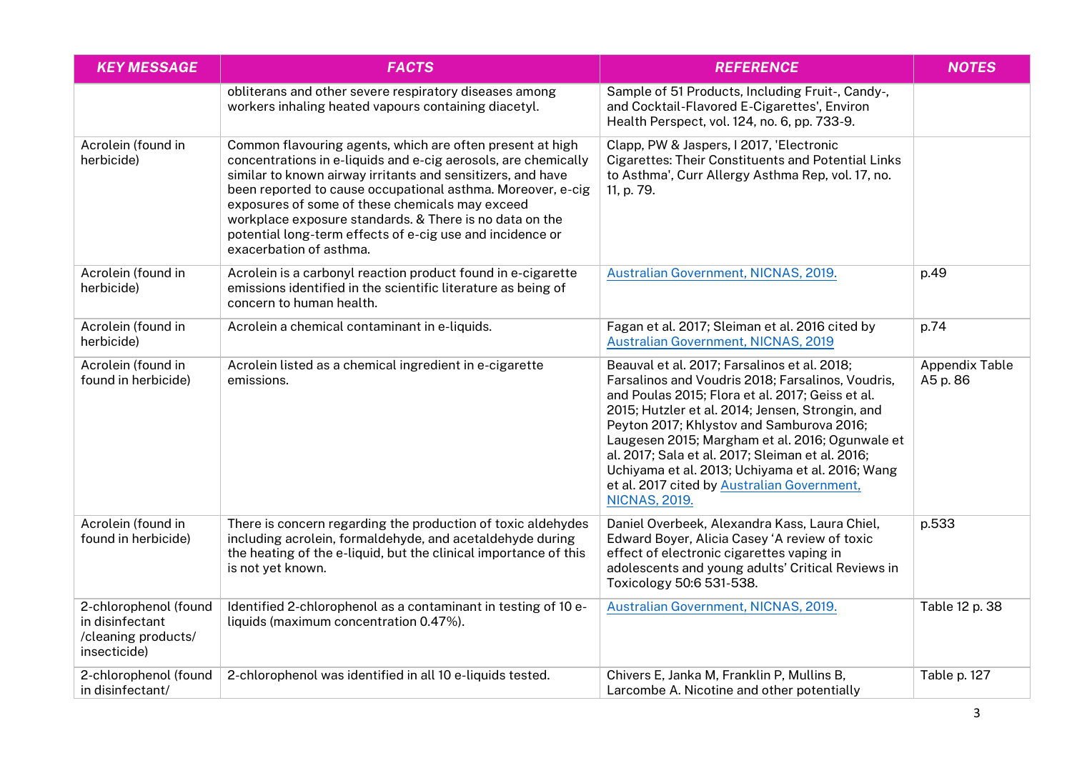| KEY MESSAGE | FACTS | REFERENCE | NOTES |
|---|---|---|---|
| | obliterans and other severe respiratory diseases among workers inhaling heated vapours containing diacetyl. | Sample of 51 Products, Including Fruit-, Candy-, and Cocktail-Flavored E-Cigarettes', Environ Health Perspect, vol. 124, no. 6, pp. 733-9. | |
| Acrolein (found in herbicide) | Common flavouring agents, which are often present at high concentrations in e-liquids and e-cig aerosols, are chemically similar to known airway irritants and sensitizers, and have been reported to cause occupational asthma. Moreover, e-cig exposures of some of these chemicals may exceed workplace exposure standards. & There is no data on the potential long-term effects of e-cig use and incidence or exacerbation of asthma. | Clapp, PW & Jaspers, I 2017, 'Electronic Cigarettes: Their Constituents and Potential Links to Asthma', Curr Allergy Asthma Rep, vol. 17, no. 11, p. 79. | |
| Acrolein (found in herbicide) | Acrolein is a carbonyl reaction product found in e-cigarette emissions identified in the scientific literature as being of concern to human health. | Australian Government, NICNAS, 2019. | p.49 |
| Acrolein (found in herbicide) | Acrolein a chemical contaminant in e-liquids. | Fagan et al. 2017; Sleiman et al. 2016 cited by Australian Government, NICNAS, 2019 | p.74 |
| Acrolein (found in found in herbicide) | Acrolein listed as a chemical ingredient in e-cigarette emissions. | Beauval et al. 2017; Farsalinos et al. 2018; Farsalinos and Voudris 2018; Farsalinos, Voudris, and Poulas 2015; Flora et al. 2017; Geiss et al. 2015; Hutzler et al. 2014; Jensen, Strongin, and Peyton 2017; Khlystov and Samburova 2016; Laugesen 2015; Margham et al. 2016; Ogunwale et al. 2017; Sala et al. 2017; Sleiman et al. 2016; Uchiyama et al. 2013; Uchiyama et al. 2016; Wang et al. 2017 cited by Australian Government, NICNAS, 2019. | Appendix Table A5 p. 86 |
| Acrolein (found in found in herbicide) | There is concern regarding the production of toxic aldehydes including acrolein, formaldehyde, and acetaldehyde during the heating of the e-liquid, but the clinical importance of this is not yet known. | Daniel Overbeek, Alexandra Kass, Laura Chiel, Edward Boyer, Alicia Casey 'A review of toxic effect of electronic cigarettes vaping in adolescents and young adults' Critical Reviews in Toxicology 50:6 531-538. | p.533 |
| 2-chlorophenol (found in disinfectant /cleaning products/ insecticide) | Identified 2-chlorophenol as a contaminant in testing of 10 e-liquids (maximum concentration 0.47%). | Australian Government, NICNAS, 2019. | Table 12 p. 38 |
| 2-chlorophenol (found in disinfectant/ | 2-chlorophenol was identified in all 10 e-liquids tested. | Chivers E, Janka M, Franklin P, Mullins B, Larcombe A. Nicotine and other potentially | Table p. 127 |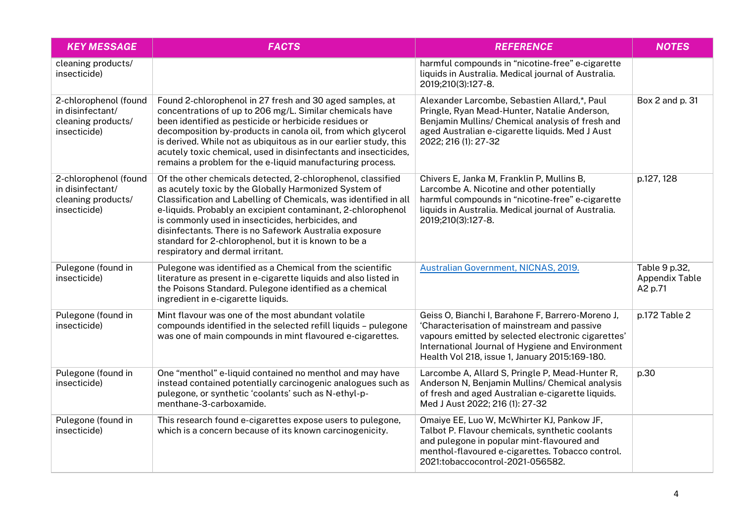| KEY MESSAGE | FACTS | REFERENCE | NOTES |
| --- | --- | --- | --- |
| cleaning products/ insecticide) | | harmful compounds in "nicotine-free" e-cigarette liquids in Australia. Medical journal of Australia. 2019;210(3):127-8. | |
| 2-chlorophenol (found in disinfectant/ cleaning products/ insecticide) | Found 2-chlorophenol in 27 fresh and 30 aged samples, at concentrations of up to 206 mg/L. Similar chemicals have been identified as pesticide or herbicide residues or decomposition by-products in canola oil, from which glycerol is derived. While not as ubiquitous as in our earlier study, this acutely toxic chemical, used in disinfectants and insecticides, remains a problem for the e-liquid manufacturing process. | Alexander Larcombe, Sebastien Allard,*, Paul Pringle, Ryan Mead-Hunter, Natalie Anderson, Benjamin Mullins/ Chemical analysis of fresh and aged Australian e-cigarette liquids. Med J Aust 2022; 216 (1): 27-32 | Box 2 and p. 31 |
| 2-chlorophenol (found in disinfectant/ cleaning products/ insecticide) | Of the other chemicals detected, 2-chlorophenol, classified as acutely toxic by the Globally Harmonized System of Classification and Labelling of Chemicals, was identified in all e-liquids. Probably an excipient contaminant, 2-chlorophenol is commonly used in insecticides, herbicides, and disinfectants. There is no Safework Australia exposure standard for 2-chlorophenol, but it is known to be a respiratory and dermal irritant. | Chivers E, Janka M, Franklin P, Mullins B, Larcombe A. Nicotine and other potentially harmful compounds in "nicotine-free" e-cigarette liquids in Australia. Medical journal of Australia. 2019;210(3):127-8. | p.127, 128 |
| Pulegone (found in insecticide) | Pulegone was identified as a Chemical from the scientific literature as present in e-cigarette liquids and also listed in the Poisons Standard. Pulegone identified as a chemical ingredient in e-cigarette liquids. | Australian Government, NICNAS, 2019. | Table 9 p.32, Appendix Table A2 p.71 |
| Pulegone (found in insecticide) | Mint flavour was one of the most abundant volatile compounds identified in the selected refill liquids – pulegone was one of main compounds in mint flavoured e-cigarettes. | Geiss O, Bianchi I, Barahone F, Barrero-Moreno J, 'Characterisation of mainstream and passive vapours emitted by selected electronic cigarettes' International Journal of Hygiene and Environment Health Vol 218, issue 1, January 2015:169-180. | p.172 Table 2 |
| Pulegone (found in insecticide) | One "menthol" e-liquid contained no menthol and may have instead contained potentially carcinogenic analogues such as pulegone, or synthetic 'coolants' such as N-ethyl-p-menthane-3-carboxamide. | Larcombe A, Allard S, Pringle P, Mead-Hunter R, Anderson N, Benjamin Mullins/ Chemical analysis of fresh and aged Australian e-cigarette liquids. Med J Aust 2022; 216 (1): 27-32 | p.30 |
| Pulegone (found in insecticide) | This research found e-cigarettes expose users to pulegone, which is a concern because of its known carcinogenicity. | Omaiye EE, Luo W, McWhirter KJ, Pankow JF, Talbot P. Flavour chemicals, synthetic coolants and pulegone in popular mint-flavoured and menthol-flavoured e-cigarettes. Tobacco control. 2021:tobaccocontrol-2021-056582. | |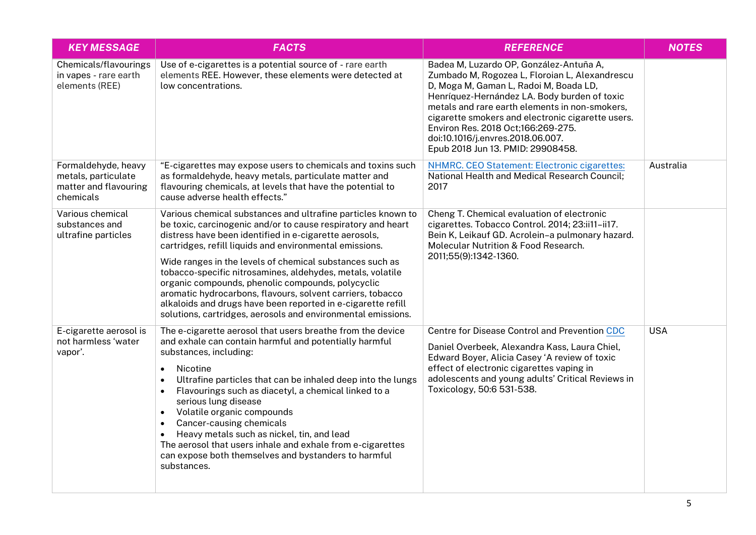| *KEY MESSAGE* | *FACTS* | *REFERENCE* | *NOTES* |
|---|---|---|---|
| Chemicals/flavourings in vapes - rare earth elements (REE) | Use of e-cigarettes is a potential source of - rare earth elements REE. However, these elements were detected at low concentrations. | Badea M, Luzardo OP, González-Antuña A, Zumbado M, Rogozea L, Floroian L, Alexandrescu D, Moga M, Gaman L, Radoi M, Boada LD, Henríquez-Hernández LA. Body burden of toxic metals and rare earth elements in non-smokers, cigarette smokers and electronic cigarette users. Environ Res. 2018 Oct;166:269-275. doi:10.1016/j.envres.2018.06.007. Epub 2018 Jun 13. PMID: 29908458. | |
| Formaldehyde, heavy metals, particulate matter and flavouring chemicals | "E-cigarettes may expose users to chemicals and toxins such as formaldehyde, heavy metals, particulate matter and flavouring chemicals, at levels that have the potential to cause adverse health effects." | NHMRC. CEO Statement: Electronic cigarettes: National Health and Medical Research Council; 2017 | Australia |
| Various chemical substances and ultrafine particles | Various chemical substances and ultrafine particles known to be toxic, carcinogenic and/or to cause respiratory and heart distress have been identified in e-cigarette aerosols, cartridges, refill liquids and environmental emissions.<br><br>Wide ranges in the levels of chemical substances such as tobacco-specific nitrosamines, aldehydes, metals, volatile organic compounds, phenolic compounds, polycyclic aromatic hydrocarbons, flavours, solvent carriers, tobacco alkaloids and drugs have been reported in e-cigarette refill solutions, cartridges, aerosols and environmental emissions. | Cheng T. Chemical evaluation of electronic cigarettes. Tobacco Control. 2014; 23:ii11–ii17. Bein K, Leikauf GD. Acrolein–a pulmonary hazard. Molecular Nutrition & Food Research. 2011;55(9):1342-1360. | |
| E-cigarette aerosol is not harmless 'water vapor'. | The e-cigarette aerosol that users breathe from the device and exhale can contain harmful and potentially harmful substances, including:<br>• Nicotine<br>• Ultrafine particles that can be inhaled deep into the lungs<br>• Flavourings such as diacetyl, a chemical linked to a serious lung disease<br>• Volatile organic compounds<br>• Cancer-causing chemicals<br>• Heavy metals such as nickel, tin, and lead<br>The aerosol that users inhale and exhale from e-cigarettes can expose both themselves and bystanders to harmful substances. | Centre for Disease Control and Prevention CDC<br><br>Daniel Overbeek, Alexandra Kass, Laura Chiel, Edward Boyer, Alicia Casey 'A review of toxic effect of electronic cigarettes vaping in adolescents and young adults' Critical Reviews in Toxicology, 50:6 531-538. | USA |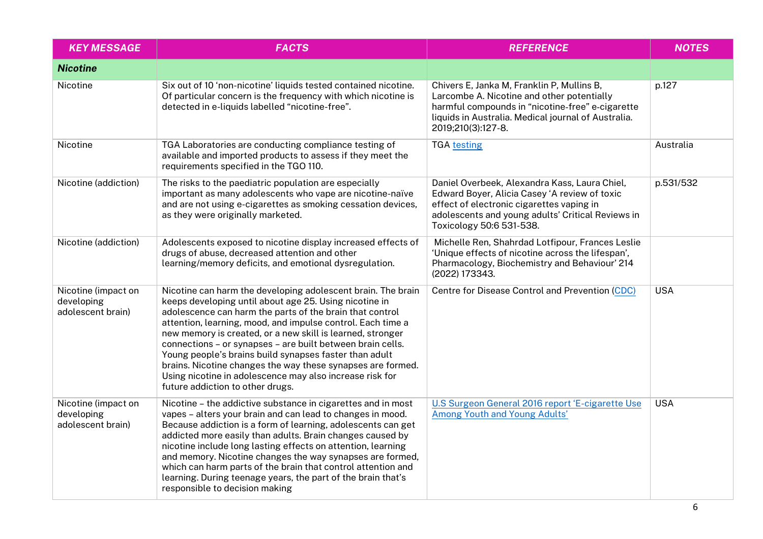| KEY MESSAGE | FACTS | REFERENCE | NOTES |
|---|---|---|---|
| ***Nicotine*** | | | |
| Nicotine | Six out of 10 'non-nicotine' liquids tested contained nicotine. Of particular concern is the frequency with which nicotine is detected in e-liquids labelled "nicotine-free". | Chivers E, Janka M, Franklin P, Mullins B, Larcombe A. Nicotine and other potentially harmful compounds in "nicotine-free" e-cigarette liquids in Australia. Medical journal of Australia. 2019;210(3):127-8. | p.127 |
| Nicotine | TGA Laboratories are conducting compliance testing of available and imported products to assess if they meet the requirements specified in the TGO 110. | TGA testing | Australia |
| Nicotine (addiction) | The risks to the paediatric population are especially important as many adolescents who vape are nicotine-naïve and are not using e-cigarettes as smoking cessation devices, as they were originally marketed. | Daniel Overbeek, Alexandra Kass, Laura Chiel, Edward Boyer, Alicia Casey 'A review of toxic effect of electronic cigarettes vaping in adolescents and young adults' Critical Reviews in Toxicology 50:6 531-538. | p.531/532 |
| Nicotine (addiction) | Adolescents exposed to nicotine display increased effects of drugs of abuse, decreased attention and other learning/memory deficits, and emotional dysregulation. | Michelle Ren, Shahrdad Lotfipour, Frances Leslie 'Unique effects of nicotine across the lifespan', Pharmacology, Biochemistry and Behaviour' 214 (2022) 173343. | |
| Nicotine (impact on developing adolescent brain) | Nicotine can harm the developing adolescent brain. The brain keeps developing until about age 25. Using nicotine in adolescence can harm the parts of the brain that control attention, learning, mood, and impulse control. Each time a new memory is created, or a new skill is learned, stronger connections – or synapses – are built between brain cells. Young people's brains build synapses faster than adult brains. Nicotine changes the way these synapses are formed. Using nicotine in adolescence may also increase risk for future addiction to other drugs. | Centre for Disease Control and Prevention (CDC) | USA |
| Nicotine (impact on developing adolescent brain) | Nicotine – the addictive substance in cigarettes and in most vapes – alters your brain and can lead to changes in mood. Because addiction is a form of learning, adolescents can get addicted more easily than adults. Brain changes caused by nicotine include long lasting effects on attention, learning and memory. Nicotine changes the way synapses are formed, which can harm parts of the brain that control attention and learning. During teenage years, the part of the brain that's responsible to decision making | U.S Surgeon General 2016 report 'E-cigarette Use Among Youth and Young Adults' | USA |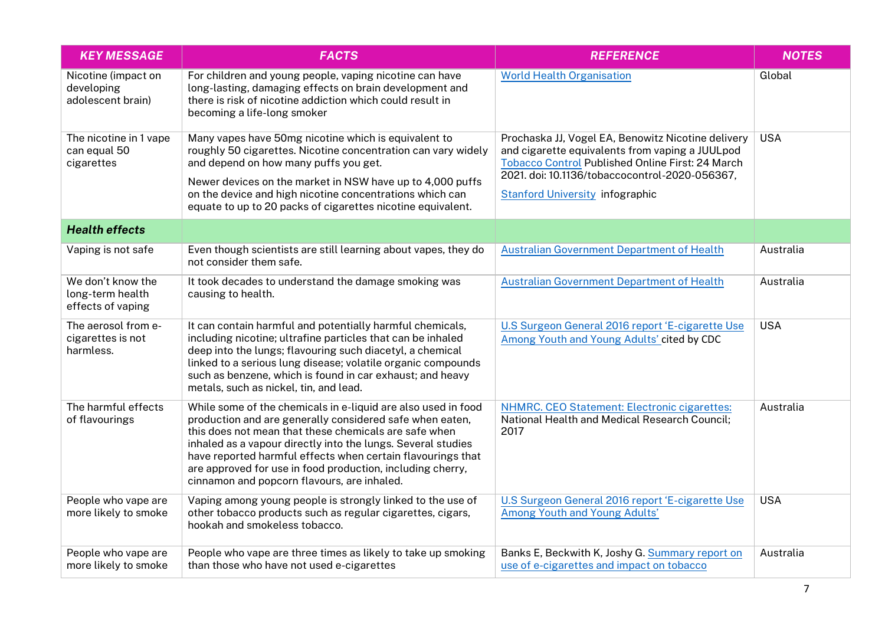| ***KEY MESSAGE*** | ***FACTS*** | ***REFERENCE*** | ***NOTES*** |
| --- | --- | --- | --- |
| Nicotine (impact on developing adolescent brain) | For children and young people, vaping nicotine can have long-lasting, damaging effects on brain development and there is risk of nicotine addiction which could result in becoming a life-long smoker | World Health Organisation | Global |
| The nicotine in 1 vape can equal 50 cigarettes | Many vapes have 50mg nicotine which is equivalent to roughly 50 cigarettes. Nicotine concentration can vary widely and depend on how many puffs you get.<br><br>Newer devices on the market in NSW have up to 4,000 puffs on the device and high nicotine concentrations which can equate to up to 20 packs of cigarettes nicotine equivalent. | Prochaska JJ, Vogel EA, Benowitz Nicotine delivery and cigarette equivalents from vaping a JUULpod Tobacco Control Published Online First: 24 March 2021. doi: 10.1136/tobaccocontrol-2020-056367,<br><br>Stanford University infographic | USA |
| ***Health effects*** | | | |
| Vaping is not safe | Even though scientists are still learning about vapes, they do not consider them safe. | Australian Government Department of Health | Australia |
| We don't know the long-term health effects of vaping | It took decades to understand the damage smoking was causing to health. | Australian Government Department of Health | Australia |
| The aerosol from e-cigarettes is not harmless. | It can contain harmful and potentially harmful chemicals, including nicotine; ultrafine particles that can be inhaled deep into the lungs; flavouring such diacetyl, a chemical linked to a serious lung disease; volatile organic compounds such as benzene, which is found in car exhaust; and heavy metals, such as nickel, tin, and lead. | U.S Surgeon General 2016 report 'E-cigarette Use Among Youth and Young Adults' cited by CDC | USA |
| The harmful effects of flavourings | While some of the chemicals in e-liquid are also used in food production and are generally considered safe when eaten, this does not mean that these chemicals are safe when inhaled as a vapour directly into the lungs. Several studies have reported harmful effects when certain flavourings that are approved for use in food production, including cherry, cinnamon and popcorn flavours, are inhaled. | NHMRC. CEO Statement: Electronic cigarettes: National Health and Medical Research Council; 2017 | Australia |
| People who vape are more likely to smoke | Vaping among young people is strongly linked to the use of other tobacco products such as regular cigarettes, cigars, hookah and smokeless tobacco. | U.S Surgeon General 2016 report 'E-cigarette Use Among Youth and Young Adults' | USA |
| People who vape are more likely to smoke | People who vape are three times as likely to take up smoking than those who have not used e-cigarettes | Banks E, Beckwith K, Joshy G. Summary report on use of e-cigarettes and impact on tobacco | Australia |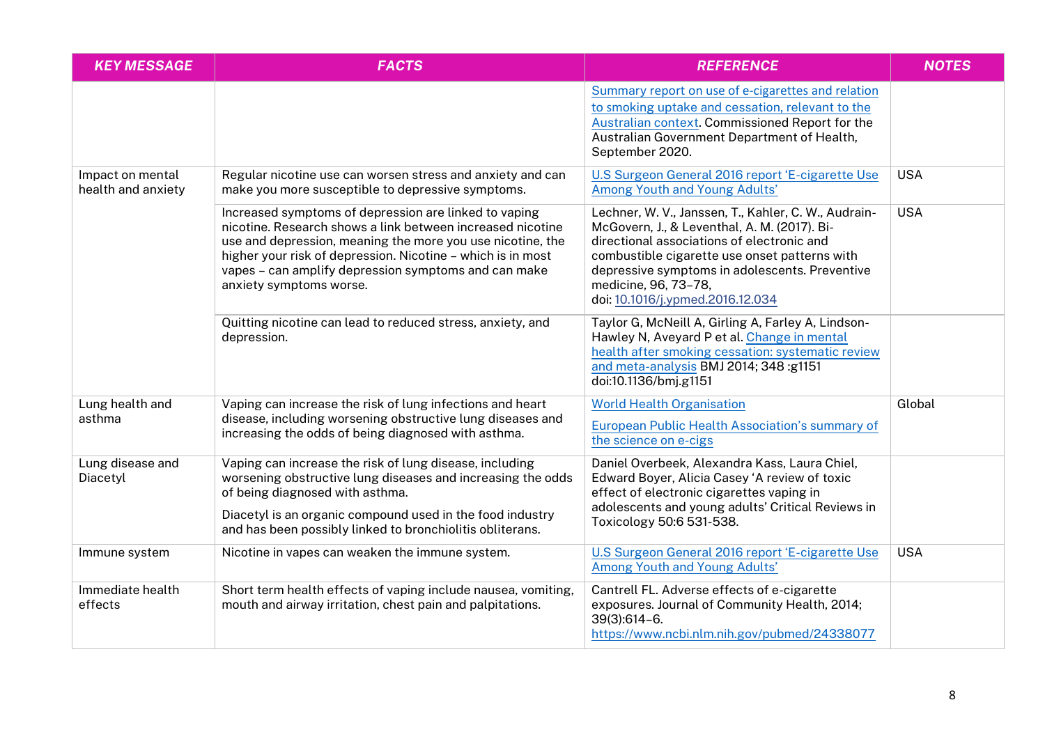| KEY MESSAGE | FACTS | REFERENCE | NOTES |
|---|---|---|---|
| | | Summary report on use of e-cigarettes and relation to smoking uptake and cessation, relevant to the Australian context. Commissioned Report for the Australian Government Department of Health, September 2020. | |
| Impact on mental health and anxiety | Regular nicotine use can worsen stress and anxiety and can make you more susceptible to depressive symptoms. | U.S Surgeon General 2016 report 'E-cigarette Use Among Youth and Young Adults' | USA |
| | Increased symptoms of depression are linked to vaping nicotine. Research shows a link between increased nicotine use and depression, meaning the more you use nicotine, the higher your risk of depression. Nicotine – which is in most vapes – can amplify depression symptoms and can make anxiety symptoms worse. | Lechner, W. V., Janssen, T., Kahler, C. W., Audrain-McGovern, J., & Leventhal, A. M. (2017). Bi-directional associations of electronic and combustible cigarette use onset patterns with depressive symptoms in adolescents. Preventive medicine, 96, 73–78, doi: 10.1016/j.ypmed.2016.12.034 | USA |
| | Quitting nicotine can lead to reduced stress, anxiety, and depression. | Taylor G, McNeill A, Girling A, Farley A, Lindson-Hawley N, Aveyard P et al. Change in mental health after smoking cessation: systematic review and meta-analysis BMJ 2014; 348 :g1151 doi:10.1136/bmj.g1151 | |
| Lung health and asthma | Vaping can increase the risk of lung infections and heart disease, including worsening obstructive lung diseases and increasing the odds of being diagnosed with asthma. | World Health Organisation<br>European Public Health Association's summary of the science on e-cigs | Global |
| Lung disease and Diacetyl | Vaping can increase the risk of lung disease, including worsening obstructive lung diseases and increasing the odds of being diagnosed with asthma.<br>Diacetyl is an organic compound used in the food industry and has been possibly linked to bronchiolitis obliterans. | Daniel Overbeek, Alexandra Kass, Laura Chiel, Edward Boyer, Alicia Casey 'A review of toxic effect of electronic cigarettes vaping in adolescents and young adults' Critical Reviews in Toxicology 50:6 531-538. | |
| Immune system | Nicotine in vapes can weaken the immune system. | U.S Surgeon General 2016 report 'E-cigarette Use Among Youth and Young Adults' | USA |
| Immediate health effects | Short term health effects of vaping include nausea, vomiting, mouth and airway irritation, chest pain and palpitations. | Cantrell FL. Adverse effects of e-cigarette exposures. Journal of Community Health, 2014; 39(3):614–6. https://www.ncbi.nlm.nih.gov/pubmed/24338077 | |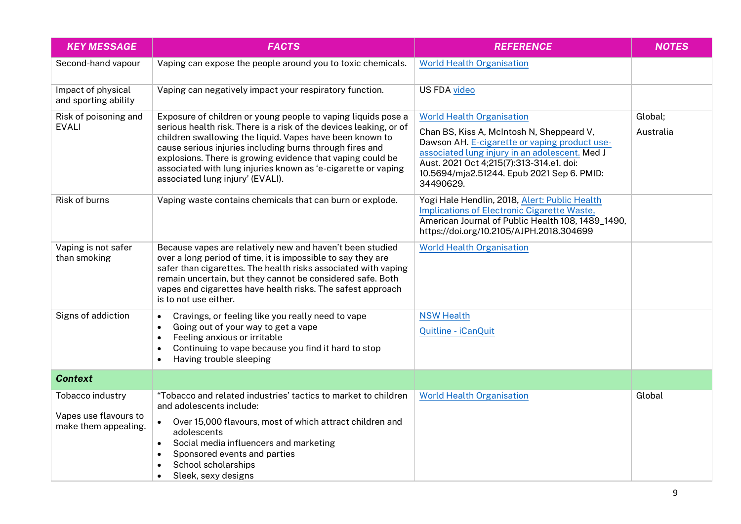| KEY MESSAGE | FACTS | REFERENCE | NOTES |
|---|---|---|---|
| Second-hand vapour | Vaping can expose the people around you to toxic chemicals. | World Health Organisation | |
| Impact of physical and sporting ability | Vaping can negatively impact your respiratory function. | US FDA video | |
| Risk of poisoning and EVALI | Exposure of children or young people to vaping liquids pose a serious health risk. There is a risk of the devices leaking, or of children swallowing the liquid. Vapes have been known to cause serious injuries including burns through fires and explosions. There is growing evidence that vaping could be associated with lung injuries known as 'e-cigarette or vaping associated lung injury' (EVALI). | World Health Organisation<br><br>Chan BS, Kiss A, McIntosh N, Sheppeard V, Dawson AH. E-cigarette or vaping product use-associated lung injury in an adolescent. Med J Aust. 2021 Oct 4;215(7):313-314.e1. doi: 10.5694/mja2.51244. Epub 2021 Sep 6. PMID: 34490629. | Global;<br><br>Australia |
| Risk of burns | Vaping waste contains chemicals that can burn or explode. | Yogi Hale Hendlin, 2018, Alert: Public Health Implications of Electronic Cigarette Waste, American Journal of Public Health 108, 1489_1490, https://doi.org/10.2105/AJPH.2018.304699 | |
| Vaping is not safer than smoking | Because vapes are relatively new and haven't been studied over a long period of time, it is impossible to say they are safer than cigarettes. The health risks associated with vaping remain uncertain, but they cannot be considered safe. Both vapes and cigarettes have health risks. The safest approach is to not use either. | World Health Organisation | |
| Signs of addiction | • Cravings, or feeling like you really need to vape<br>• Going out of your way to get a vape<br>• Feeling anxious or irritable<br>• Continuing to vape because you find it hard to stop<br>• Having trouble sleeping | NSW Health<br><br>Quitline - iCanQuit | |
| ***Context*** | | | |
| Tobacco industry<br><br>Vapes use flavours to make them appealing. | "Tobacco and related industries' tactics to market to children and adolescents include:<br>• Over 15,000 flavours, most of which attract children and adolescents<br>• Social media influencers and marketing<br>• Sponsored events and parties<br>• School scholarships<br>• Sleek, sexy designs | World Health Organisation | Global |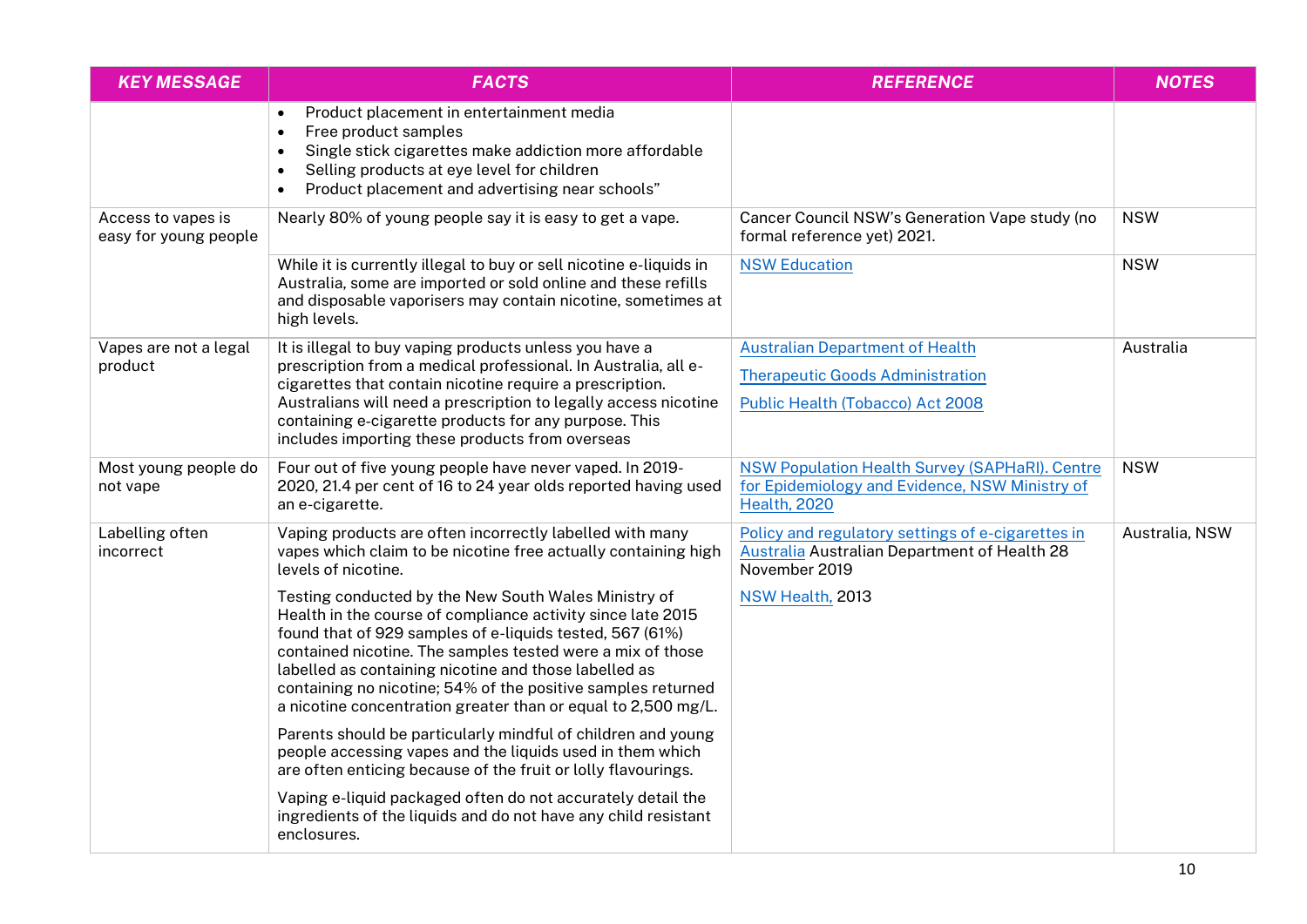| KEY MESSAGE | FACTS | REFERENCE | NOTES |
| --- | --- | --- | --- |
| | • Product placement in entertainment media<br>• Free product samples<br>• Single stick cigarettes make addiction more affordable<br>• Selling products at eye level for children<br>• Product placement and advertising near schools" | | |
| Access to vapes is easy for young people | Nearly 80% of young people say it is easy to get a vape. | Cancer Council NSW's Generation Vape study (no formal reference yet) 2021. | NSW |
| | While it is currently illegal to buy or sell nicotine e-liquids in Australia, some are imported or sold online and these refills and disposable vaporisers may contain nicotine, sometimes at high levels. | NSW Education | NSW |
| Vapes are not a legal product | It is illegal to buy vaping products unless you have a prescription from a medical professional. In Australia, all e-cigarettes that contain nicotine require a prescription. Australians will need a prescription to legally access nicotine containing e-cigarette products for any purpose. This includes importing these products from overseas | Australian Department of Health<br>Therapeutic Goods Administration<br>Public Health (Tobacco) Act 2008 | Australia |
| Most young people do not vape | Four out of five young people have never vaped. In 2019-2020, 21.4 per cent of 16 to 24 year olds reported having used an e-cigarette. | NSW Population Health Survey (SAPHaRI). Centre for Epidemiology and Evidence, NSW Ministry of Health, 2020 | NSW |
| Labelling often incorrect | Vaping products are often incorrectly labelled with many vapes which claim to be nicotine free actually containing high levels of nicotine.<br><br>Testing conducted by the New South Wales Ministry of Health in the course of compliance activity since late 2015 found that of 929 samples of e-liquids tested, 567 (61%) contained nicotine. The samples tested were a mix of those labelled as containing nicotine and those labelled as containing no nicotine; 54% of the positive samples returned a nicotine concentration greater than or equal to 2,500 mg/L.<br><br>Parents should be particularly mindful of children and young people accessing vapes and the liquids used in them which are often enticing because of the fruit or lolly flavourings.<br><br>Vaping e-liquid packaged often do not accurately detail the ingredients of the liquids and do not have any child resistant enclosures. | Policy and regulatory settings of e-cigarettes in Australia Australian Department of Health 28 November 2019<br><br>NSW Health, 2013 | Australia, NSW |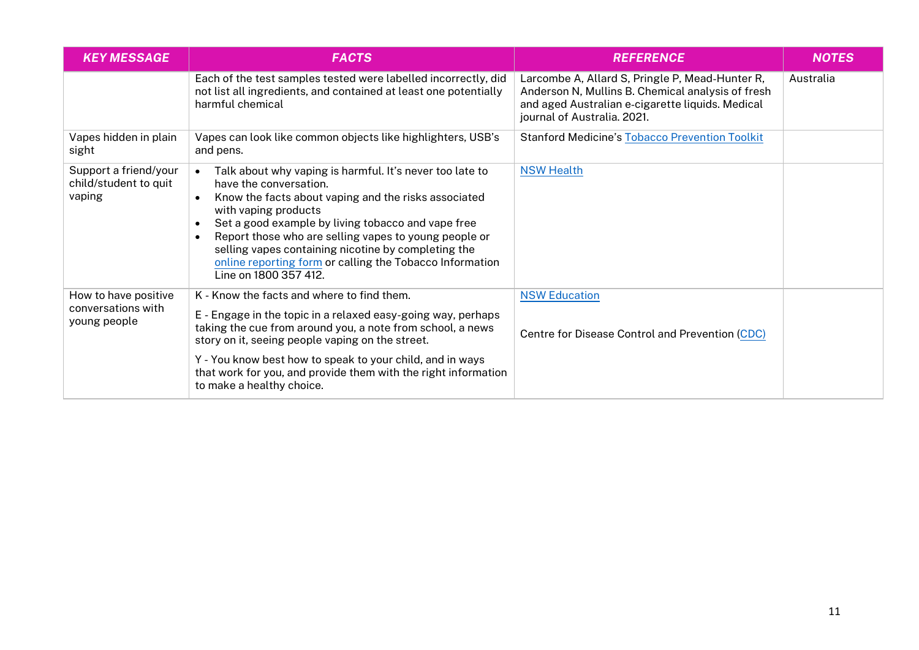| KEY MESSAGE | FACTS | REFERENCE | NOTES |
|---|---|---|---|
| | Each of the test samples tested were labelled incorrectly, did not list all ingredients, and contained at least one potentially harmful chemical | Larcombe A, Allard S, Pringle P, Mead-Hunter R, Anderson N, Mullins B. Chemical analysis of fresh and aged Australian e-cigarette liquids. Medical journal of Australia. 2021. | Australia |
| Vapes hidden in plain sight | Vapes can look like common objects like highlighters, USB's and pens. | Stanford Medicine's Tobacco Prevention Toolkit | |
| Support a friend/your child/student to quit vaping | • Talk about why vaping is harmful. It's never too late to have the conversation.<br>• Know the facts about vaping and the risks associated with vaping products<br>• Set a good example by living tobacco and vape free<br>• Report those who are selling vapes to young people or selling vapes containing nicotine by completing the online reporting form or calling the Tobacco Information Line on 1800 357 412. | NSW Health | |
| How to have positive conversations with young people | K - Know the facts and where to find them.<br><br>E - Engage in the topic in a relaxed easy-going way, perhaps taking the cue from around you, a note from school, a news story on it, seeing people vaping on the street.<br><br>Y - You know best how to speak to your child, and in ways that work for you, and provide them with the right information to make a healthy choice. | NSW Education<br><br>Centre for Disease Control and Prevention (CDC) | |